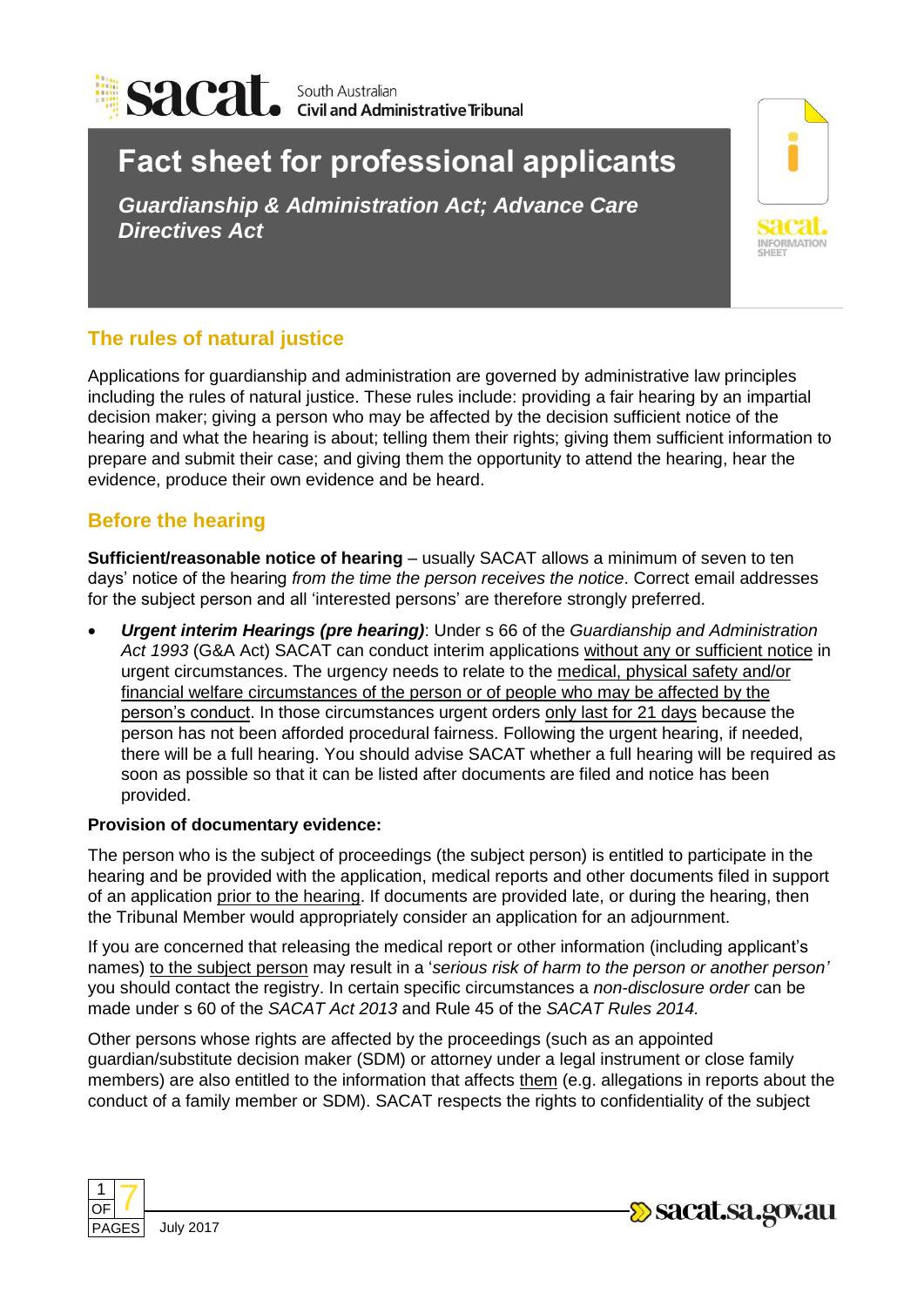sacat. South Australian Civil and Administrative Tribunal

# Fact sheet for professional applicants

***Guardianship & Administration Act; Advance Care Directives Act***

## The rules of natural justice

Applications for guardianship and administration are governed by administrative law principles including the rules of natural justice. These rules include: providing a fair hearing by an impartial decision maker; giving a person who may be affected by the decision sufficient notice of the hearing and what the hearing is about; telling them their rights; giving them sufficient information to prepare and submit their case; and giving them the opportunity to attend the hearing, hear the evidence, produce their own evidence and be heard.

## Before the hearing

**Sufficient/reasonable notice of hearing** – usually SACAT allows a minimum of seven to ten days' notice of the hearing *from the time the person receives the notice*. Correct email addresses for the subject person and all 'interested persons' are therefore strongly preferred.

- ***Urgent interim Hearings (pre hearing)***: Under s 66 of the *Guardianship and Administration Act 1993* (G&A Act) SACAT can conduct interim applications without any or sufficient notice in urgent circumstances. The urgency needs to relate to the medical, physical safety and/or financial welfare circumstances of the person or of people who may be affected by the person's conduct. In those circumstances urgent orders only last for 21 days because the person has not been afforded procedural fairness. Following the urgent hearing, if needed, there will be a full hearing. You should advise SACAT whether a full hearing will be required as soon as possible so that it can be listed after documents are filed and notice has been provided.

**Provision of documentary evidence:**

The person who is the subject of proceedings (the subject person) is entitled to participate in the hearing and be provided with the application, medical reports and other documents filed in support of an application prior to the hearing. If documents are provided late, or during the hearing, then the Tribunal Member would appropriately consider an application for an adjournment.

If you are concerned that releasing the medical report or other information (including applicant's names) to the subject person may result in a '*serious risk of harm to the person or another person'* you should contact the registry. In certain specific circumstances a *non-disclosure order* can be made under s 60 of the *SACAT Act 2013* and Rule 45 of the *SACAT Rules 2014.*

Other persons whose rights are affected by the proceedings (such as an appointed guardian/substitute decision maker (SDM) or attorney under a legal instrument or close family members) are also entitled to the information that affects them (e.g. allegations in reports about the conduct of a family member or SDM). SACAT respects the rights to confidentiality of the subject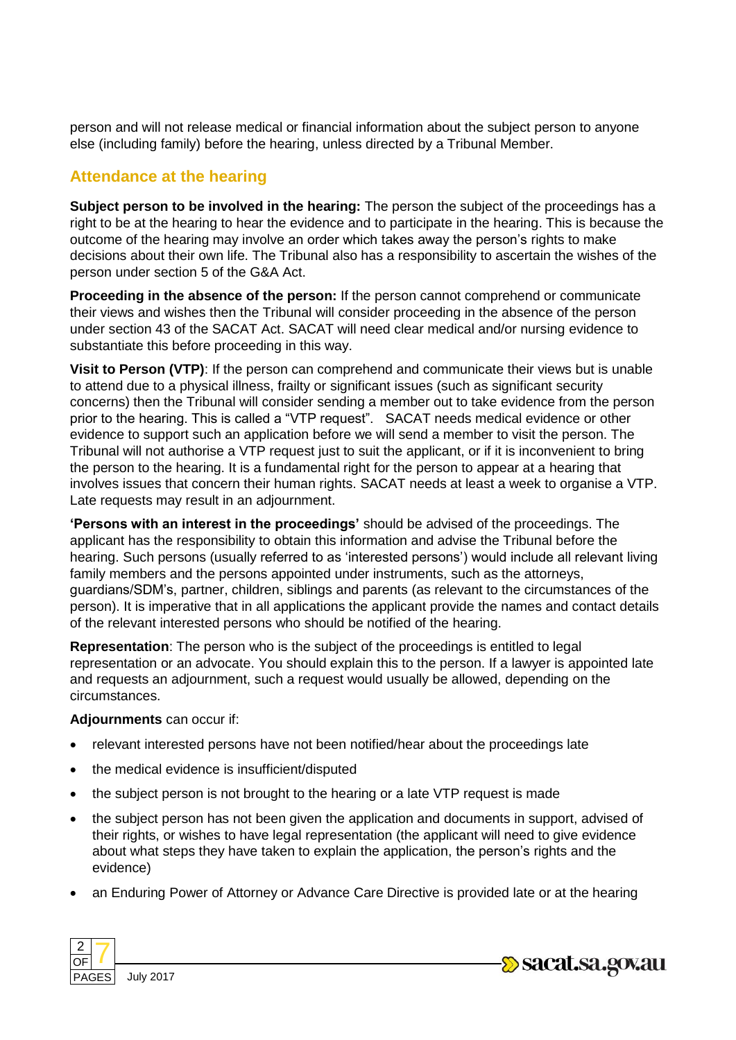person and will not release medical or financial information about the subject person to anyone else (including family) before the hearing, unless directed by a Tribunal Member.

## Attendance at the hearing

**Subject person to be involved in the hearing:** The person the subject of the proceedings has a right to be at the hearing to hear the evidence and to participate in the hearing. This is because the outcome of the hearing may involve an order which takes away the person's rights to make decisions about their own life. The Tribunal also has a responsibility to ascertain the wishes of the person under section 5 of the G&A Act.

**Proceeding in the absence of the person:** If the person cannot comprehend or communicate their views and wishes then the Tribunal will consider proceeding in the absence of the person under section 43 of the SACAT Act. SACAT will need clear medical and/or nursing evidence to substantiate this before proceeding in this way.

**Visit to Person (VTP)**: If the person can comprehend and communicate their views but is unable to attend due to a physical illness, frailty or significant issues (such as significant security concerns) then the Tribunal will consider sending a member out to take evidence from the person prior to the hearing. This is called a "VTP request". SACAT needs medical evidence or other evidence to support such an application before we will send a member to visit the person. The Tribunal will not authorise a VTP request just to suit the applicant, or if it is inconvenient to bring the person to the hearing. It is a fundamental right for the person to appear at a hearing that involves issues that concern their human rights. SACAT needs at least a week to organise a VTP. Late requests may result in an adjournment.

**'Persons with an interest in the proceedings'** should be advised of the proceedings. The applicant has the responsibility to obtain this information and advise the Tribunal before the hearing. Such persons (usually referred to as 'interested persons') would include all relevant living family members and the persons appointed under instruments, such as the attorneys, guardians/SDM's, partner, children, siblings and parents (as relevant to the circumstances of the person). It is imperative that in all applications the applicant provide the names and contact details of the relevant interested persons who should be notified of the hearing.

**Representation**: The person who is the subject of the proceedings is entitled to legal representation or an advocate. You should explain this to the person. If a lawyer is appointed late and requests an adjournment, such a request would usually be allowed, depending on the circumstances.

**Adjournments** can occur if:

- relevant interested persons have not been notified/hear about the proceedings late
- the medical evidence is insufficient/disputed
- the subject person is not brought to the hearing or a late VTP request is made
- the subject person has not been given the application and documents in support, advised of their rights, or wishes to have legal representation (the applicant will need to give evidence about what steps they have taken to explain the application, the person's rights and the evidence)
- an Enduring Power of Attorney or Advance Care Directive is provided late or at the hearing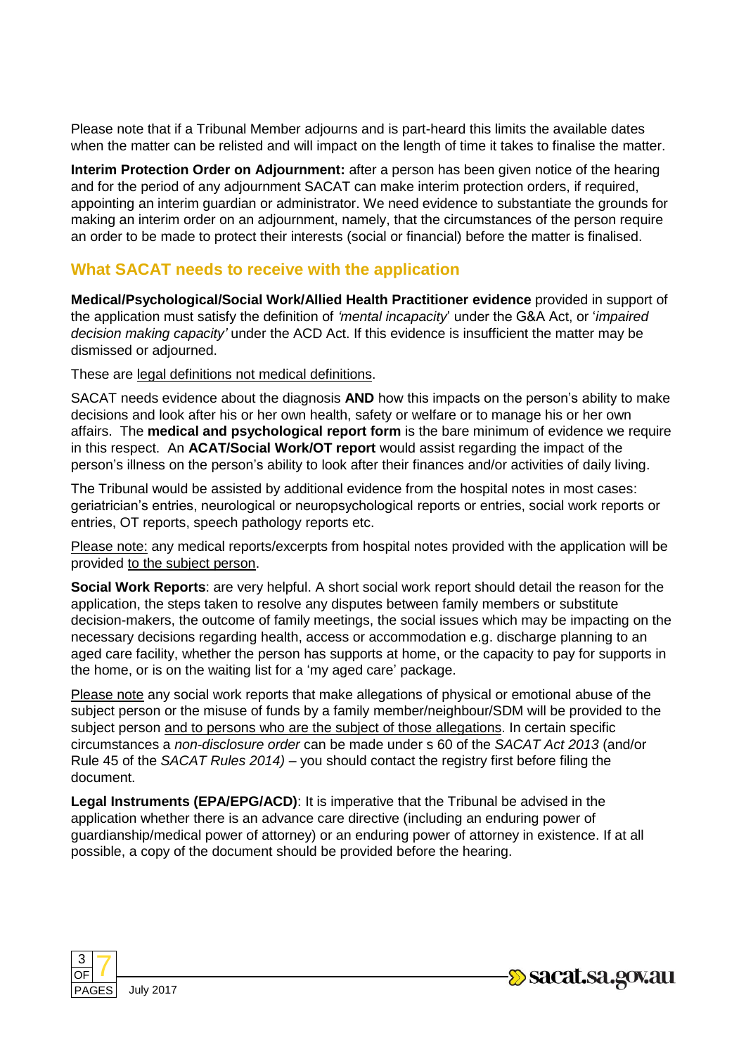Please note that if a Tribunal Member adjourns and is part-heard this limits the available dates when the matter can be relisted and will impact on the length of time it takes to finalise the matter.

**Interim Protection Order on Adjournment:** after a person has been given notice of the hearing and for the period of any adjournment SACAT can make interim protection orders, if required, appointing an interim guardian or administrator. We need evidence to substantiate the grounds for making an interim order on an adjournment, namely, that the circumstances of the person require an order to be made to protect their interests (social or financial) before the matter is finalised.

## What SACAT needs to receive with the application

**Medical/Psychological/Social Work/Allied Health Practitioner evidence** provided in support of the application must satisfy the definition of *'mental incapacity*' under the G&A Act, or '*impaired decision making capacity'* under the ACD Act. If this evidence is insufficient the matter may be dismissed or adjourned.

These are <u>legal definitions not medical definitions</u>.

SACAT needs evidence about the diagnosis **AND** how this impacts on the person's ability to make decisions and look after his or her own health, safety or welfare or to manage his or her own affairs. The **medical and psychological report form** is the bare minimum of evidence we require in this respect. An **ACAT/Social Work/OT report** would assist regarding the impact of the person's illness on the person's ability to look after their finances and/or activities of daily living.

The Tribunal would be assisted by additional evidence from the hospital notes in most cases: geriatrician's entries, neurological or neuropsychological reports or entries, social work reports or entries, OT reports, speech pathology reports etc.

<u>Please note:</u> any medical reports/excerpts from hospital notes provided with the application will be provided <u>to the subject person</u>.

**Social Work Reports**: are very helpful. A short social work report should detail the reason for the application, the steps taken to resolve any disputes between family members or substitute decision-makers, the outcome of family meetings, the social issues which may be impacting on the necessary decisions regarding health, access or accommodation e.g. discharge planning to an aged care facility, whether the person has supports at home, or the capacity to pay for supports in the home, or is on the waiting list for a 'my aged care' package.

<u>Please note</u> any social work reports that make allegations of physical or emotional abuse of the subject person or the misuse of funds by a family member/neighbour/SDM will be provided to the subject person <u>and to persons who are the subject of those allegations</u>. In certain specific circumstances a *non-disclosure order* can be made under s 60 of the *SACAT Act 2013* (and/or Rule 45 of the *SACAT Rules 2014)* – you should contact the registry first before filing the document.

**Legal Instruments (EPA/EPG/ACD)**: It is imperative that the Tribunal be advised in the application whether there is an advance care directive (including an enduring power of guardianship/medical power of attorney) or an enduring power of attorney in existence. If at all possible, a copy of the document should be provided before the hearing.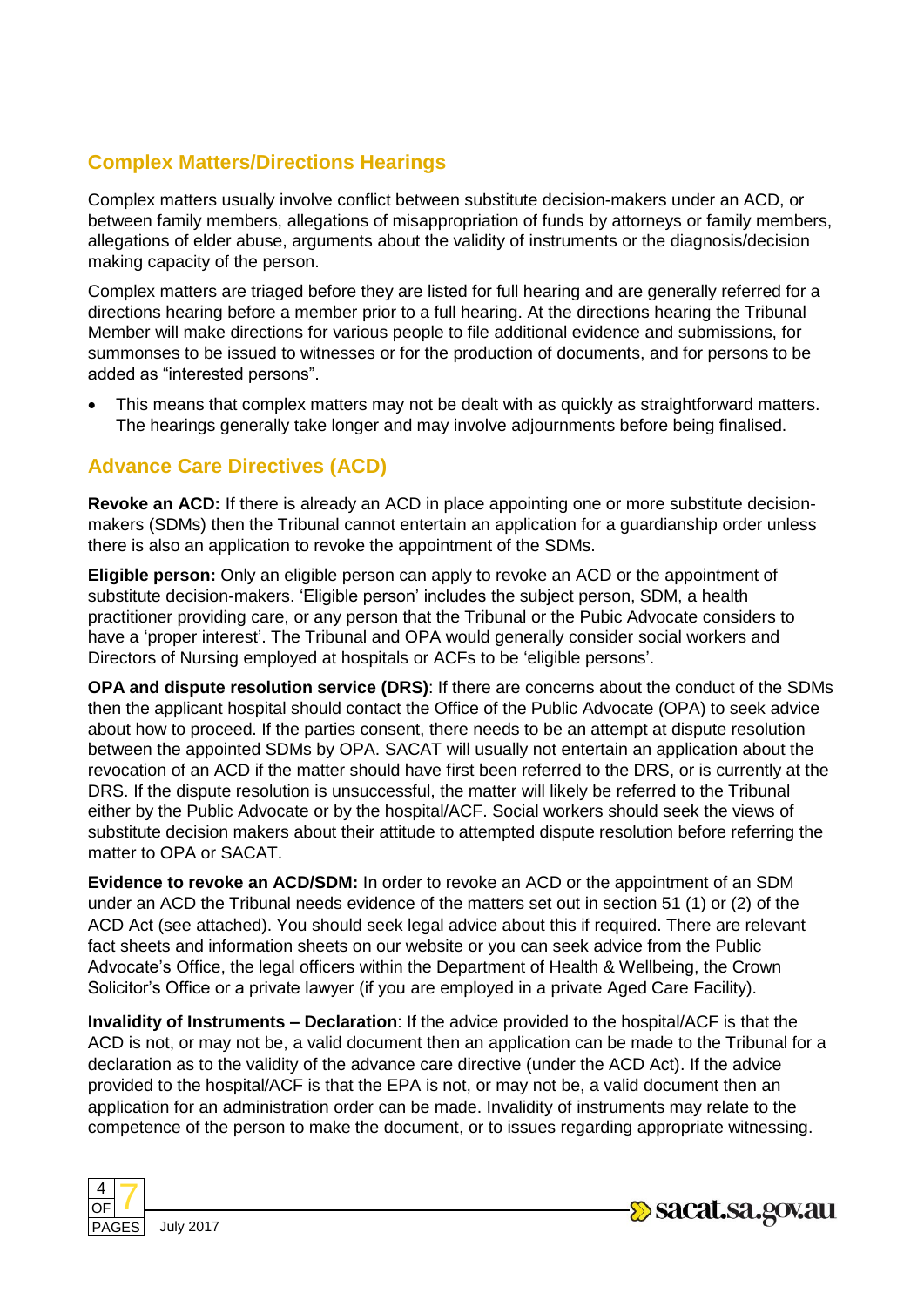## Complex Matters/Directions Hearings

Complex matters usually involve conflict between substitute decision-makers under an ACD, or between family members, allegations of misappropriation of funds by attorneys or family members, allegations of elder abuse, arguments about the validity of instruments or the diagnosis/decision making capacity of the person.

Complex matters are triaged before they are listed for full hearing and are generally referred for a directions hearing before a member prior to a full hearing. At the directions hearing the Tribunal Member will make directions for various people to file additional evidence and submissions, for summonses to be issued to witnesses or for the production of documents, and for persons to be added as "interested persons".

- This means that complex matters may not be dealt with as quickly as straightforward matters. The hearings generally take longer and may involve adjournments before being finalised.

## Advance Care Directives (ACD)

**Revoke an ACD:** If there is already an ACD in place appointing one or more substitute decision-makers (SDMs) then the Tribunal cannot entertain an application for a guardianship order unless there is also an application to revoke the appointment of the SDMs.

**Eligible person:** Only an eligible person can apply to revoke an ACD or the appointment of substitute decision-makers. 'Eligible person' includes the subject person, SDM, a health practitioner providing care, or any person that the Tribunal or the Pubic Advocate considers to have a 'proper interest'. The Tribunal and OPA would generally consider social workers and Directors of Nursing employed at hospitals or ACFs to be 'eligible persons'.

**OPA and dispute resolution service (DRS)**: If there are concerns about the conduct of the SDMs then the applicant hospital should contact the Office of the Public Advocate (OPA) to seek advice about how to proceed. If the parties consent, there needs to be an attempt at dispute resolution between the appointed SDMs by OPA. SACAT will usually not entertain an application about the revocation of an ACD if the matter should have first been referred to the DRS, or is currently at the DRS. If the dispute resolution is unsuccessful, the matter will likely be referred to the Tribunal either by the Public Advocate or by the hospital/ACF. Social workers should seek the views of substitute decision makers about their attitude to attempted dispute resolution before referring the matter to OPA or SACAT.

**Evidence to revoke an ACD/SDM:** In order to revoke an ACD or the appointment of an SDM under an ACD the Tribunal needs evidence of the matters set out in section 51 (1) or (2) of the ACD Act (see attached). You should seek legal advice about this if required. There are relevant fact sheets and information sheets on our website or you can seek advice from the Public Advocate's Office, the legal officers within the Department of Health & Wellbeing, the Crown Solicitor's Office or a private lawyer (if you are employed in a private Aged Care Facility).

**Invalidity of Instruments – Declaration**: If the advice provided to the hospital/ACF is that the ACD is not, or may not be, a valid document then an application can be made to the Tribunal for a declaration as to the validity of the advance care directive (under the ACD Act). If the advice provided to the hospital/ACF is that the EPA is not, or may not be, a valid document then an application for an administration order can be made. Invalidity of instruments may relate to the competence of the person to make the document, or to issues regarding appropriate witnessing.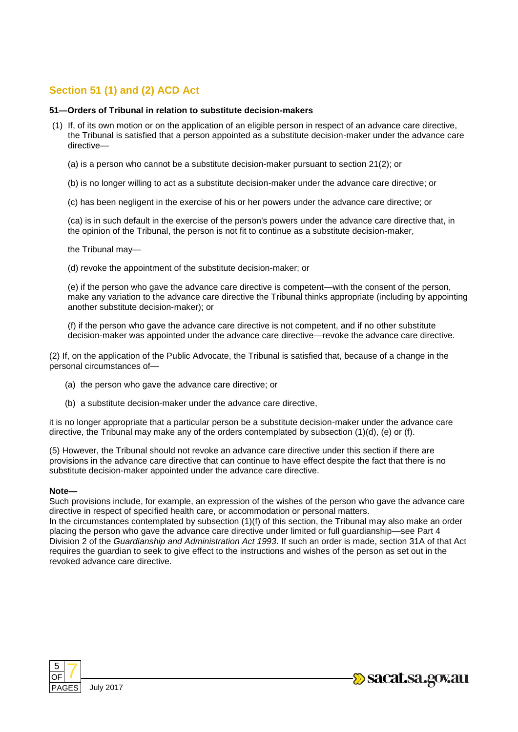## Section 51 (1) and (2) ACD Act

**51—Orders of Tribunal in relation to substitute decision-makers**

(1) If, of its own motion or on the application of an eligible person in respect of an advance care directive, the Tribunal is satisfied that a person appointed as a substitute decision-maker under the advance care directive—

(a) is a person who cannot be a substitute decision-maker pursuant to section 21(2); or

(b) is no longer willing to act as a substitute decision-maker under the advance care directive; or

(c) has been negligent in the exercise of his or her powers under the advance care directive; or

(ca) is in such default in the exercise of the person's powers under the advance care directive that, in the opinion of the Tribunal, the person is not fit to continue as a substitute decision-maker,

the Tribunal may—

(d) revoke the appointment of the substitute decision-maker; or

(e) if the person who gave the advance care directive is competent—with the consent of the person, make any variation to the advance care directive the Tribunal thinks appropriate (including by appointing another substitute decision-maker); or

(f) if the person who gave the advance care directive is not competent, and if no other substitute decision-maker was appointed under the advance care directive—revoke the advance care directive.

(2) If, on the application of the Public Advocate, the Tribunal is satisfied that, because of a change in the personal circumstances of—

(a) the person who gave the advance care directive; or

(b) a substitute decision-maker under the advance care directive,

it is no longer appropriate that a particular person be a substitute decision-maker under the advance care directive, the Tribunal may make any of the orders contemplated by subsection (1)(d), (e) or (f).

(5) However, the Tribunal should not revoke an advance care directive under this section if there are provisions in the advance care directive that can continue to have effect despite the fact that there is no substitute decision-maker appointed under the advance care directive.

**Note—**

Such provisions include, for example, an expression of the wishes of the person who gave the advance care directive in respect of specified health care, or accommodation or personal matters.

In the circumstances contemplated by subsection (1)(f) of this section, the Tribunal may also make an order placing the person who gave the advance care directive under limited or full guardianship—see Part 4 Division 2 of the *Guardianship and Administration Act 1993*. If such an order is made, section 31A of that Act requires the guardian to seek to give effect to the instructions and wishes of the person as set out in the revoked advance care directive.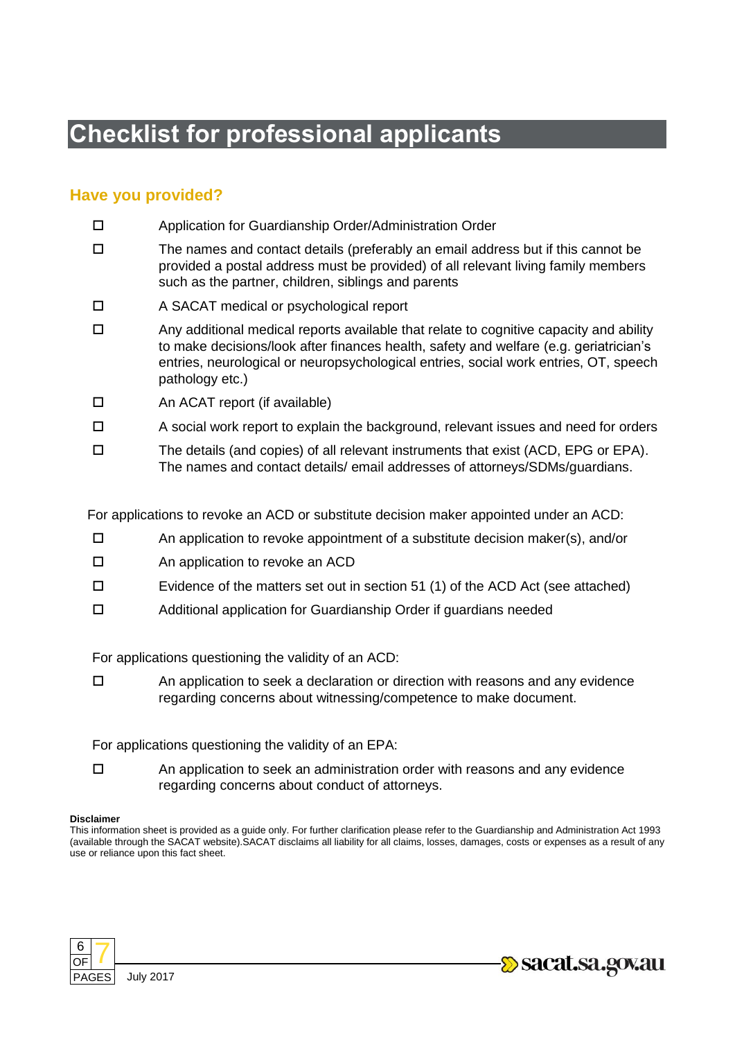# Checklist for professional applicants

## Have you provided?

- ☐ Application for Guardianship Order/Administration Order
- ☐ The names and contact details (preferably an email address but if this cannot be provided a postal address must be provided) of all relevant living family members such as the partner, children, siblings and parents
- ☐ A SACAT medical or psychological report
- ☐ Any additional medical reports available that relate to cognitive capacity and ability to make decisions/look after finances health, safety and welfare (e.g. geriatrician's entries, neurological or neuropsychological entries, social work entries, OT, speech pathology etc.)
- ☐ An ACAT report (if available)
- ☐ A social work report to explain the background, relevant issues and need for orders
- ☐ The details (and copies) of all relevant instruments that exist (ACD, EPG or EPA). The names and contact details/ email addresses of attorneys/SDMs/guardians.

For applications to revoke an ACD or substitute decision maker appointed under an ACD:

- ☐ An application to revoke appointment of a substitute decision maker(s), and/or
- ☐ An application to revoke an ACD
- ☐ Evidence of the matters set out in section 51 (1) of the ACD Act (see attached)
- ☐ Additional application for Guardianship Order if guardians needed

For applications questioning the validity of an ACD:

- ☐ An application to seek a declaration or direction with reasons and any evidence regarding concerns about witnessing/competence to make document.

For applications questioning the validity of an EPA:

- ☐ An application to seek an administration order with reasons and any evidence regarding concerns about conduct of attorneys.

**Disclaimer**
This information sheet is provided as a guide only. For further clarification please refer to the Guardianship and Administration Act 1993 (available through the SACAT website).SACAT disclaims all liability for all claims, losses, damages, costs or expenses as a result of any use or reliance upon this fact sheet.